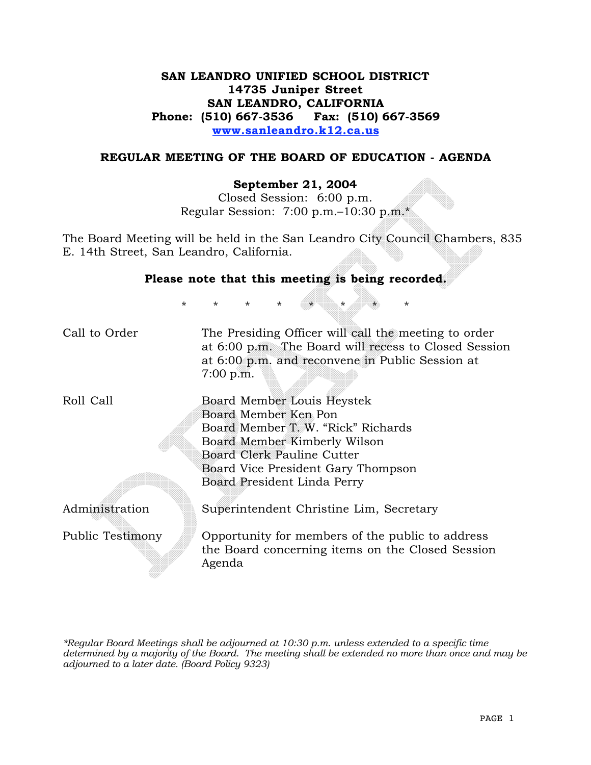**SAN LEANDRO UNIFIED SCHOOL DISTRICT**
**14735 Juniper Street**
**SAN LEANDRO, CALIFORNIA**
**Phone: (510) 667-3536 Fax: (510) 667-3569**
**www.sanleandro.k12.ca.us**

## REGULAR MEETING OF THE BOARD OF EDUCATION - AGENDA

**September 21, 2004**
Closed Session: 6:00 p.m.
Regular Session: 7:00 p.m.–10:30 p.m.*

The Board Meeting will be held in the San Leandro City Council Chambers, 835 E. 14th Street, San Leandro, California.

**Please note that this meeting is being recorded.**

\* \* \* \* \* \* \* \*

Call to Order — The Presiding Officer will call the meeting to order at 6:00 p.m. The Board will recess to Closed Session at 6:00 p.m. and reconvene in Public Session at 7:00 p.m.

Roll Call —
Board Member Louis Heystek
Board Member Ken Pon
Board Member T. W. "Rick" Richards
Board Member Kimberly Wilson
Board Clerk Pauline Cutter
Board Vice President Gary Thompson
Board President Linda Perry

Administration — Superintendent Christine Lim, Secretary

Public Testimony — Opportunity for members of the public to address the Board concerning items on the Closed Session Agenda

*\*Regular Board Meetings shall be adjourned at 10:30 p.m. unless extended to a specific time determined by a majority of the Board. The meeting shall be extended no more than once and may be adjourned to a later date. (Board Policy 9323)*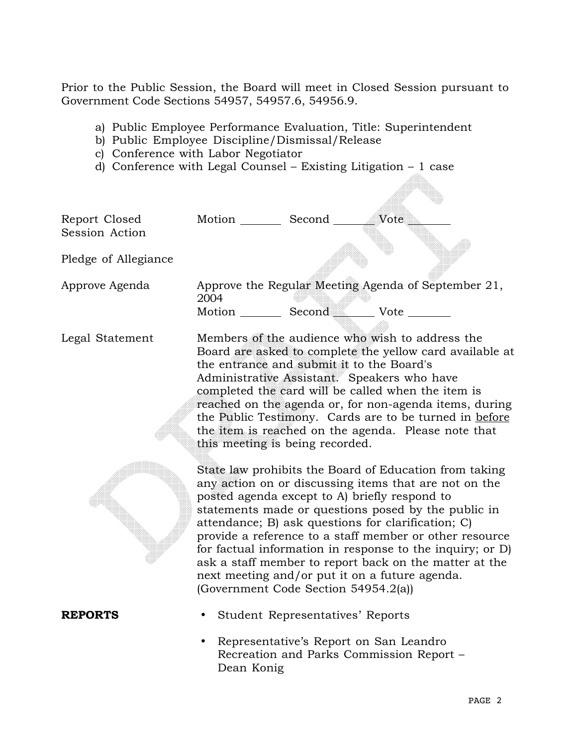Prior to the Public Session, the Board will meet in Closed Session pursuant to Government Code Sections 54957, 54957.6, 54956.9.

a) Public Employee Performance Evaluation, Title: Superintendent
b) Public Employee Discipline/Dismissal/Release
c) Conference with Labor Negotiator
d) Conference with Legal Counsel – Existing Litigation – 1 case

Report Closed Session Action — Motion _______ Second _______ Vote _______

Pledge of Allegiance

Approve Agenda — Approve the Regular Meeting Agenda of September 21, 2004
Motion _______ Second _______ Vote _______

Legal Statement — Members of the audience who wish to address the Board are asked to complete the yellow card available at the entrance and submit it to the Board's Administrative Assistant. Speakers who have completed the card will be called when the item is reached on the agenda or, for non-agenda items, during the Public Testimony. Cards are to be turned in <u>before</u> the item is reached on the agenda. Please note that this meeting is being recorded.

State law prohibits the Board of Education from taking any action on or discussing items that are not on the posted agenda except to A) briefly respond to statements made or questions posed by the public in attendance; B) ask questions for clarification; C) provide a reference to a staff member or other resource for factual information in response to the inquiry; or D) ask a staff member to report back on the matter at the next meeting and/or put it on a future agenda. (Government Code Section 54954.2(a))

**REPORTS**

- Student Representatives' Reports
- Representative's Report on San Leandro Recreation and Parks Commission Report – Dean Konig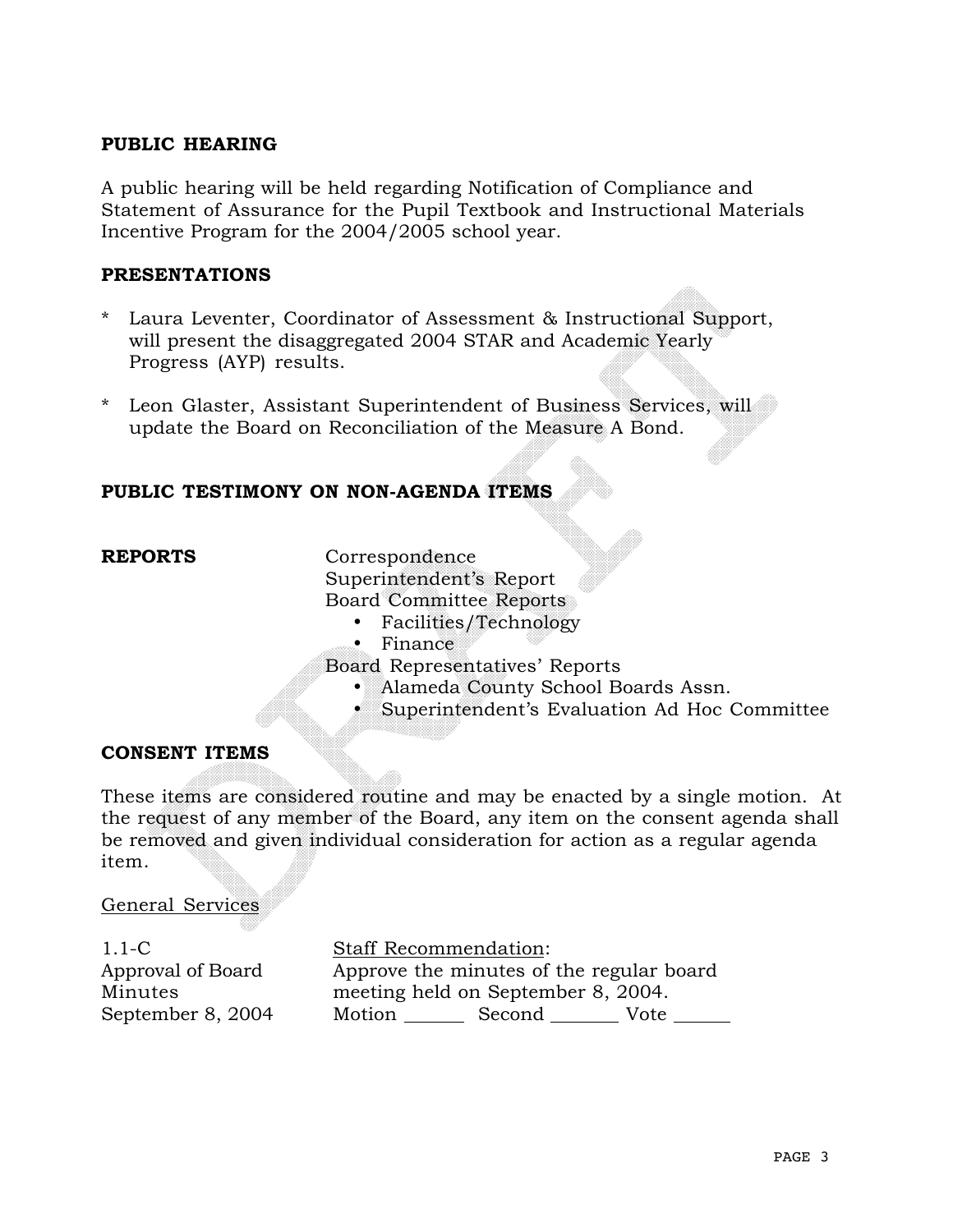## PUBLIC HEARING

A public hearing will be held regarding Notification of Compliance and Statement of Assurance for the Pupil Textbook and Instructional Materials Incentive Program for the 2004/2005 school year.

## PRESENTATIONS

- Laura Leventer, Coordinator of Assessment & Instructional Support, will present the disaggregated 2004 STAR and Academic Yearly Progress (AYP) results.
- Leon Glaster, Assistant Superintendent of Business Services, will update the Board on Reconciliation of the Measure A Bond.

## PUBLIC TESTIMONY ON NON-AGENDA ITEMS

## REPORTS

Correspondence
Superintendent's Report
Board Committee Reports
- Facilities/Technology
- Finance

Board Representatives' Reports
- Alameda County School Boards Assn.
- Superintendent's Evaluation Ad Hoc Committee

## CONSENT ITEMS

These items are considered routine and may be enacted by a single motion. At the request of any member of the Board, any item on the consent agenda shall be removed and given individual consideration for action as a regular agenda item.

General Services

1.1-C
Approval of Board Minutes
September 8, 2004

Staff Recommendation:
Approve the minutes of the regular board meeting held on September 8, 2004.
Motion ______ Second _______ Vote ______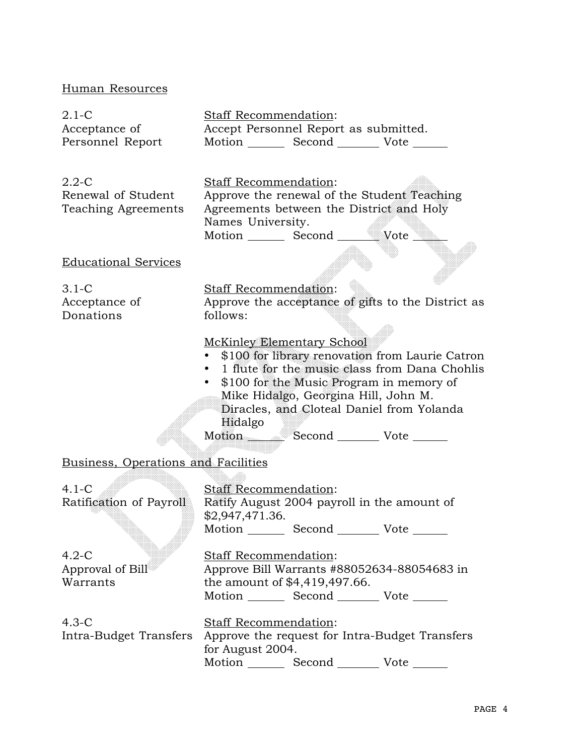## Human Resources

2.1-C
Acceptance of Personnel Report

Staff Recommendation:
Accept Personnel Report as submitted.
Motion ______ Second _______ Vote ______

2.2-C
Renewal of Student Teaching Agreements

Staff Recommendation:
Approve the renewal of the Student Teaching Agreements between the District and Holy Names University.
Motion ______ Second _______ Vote ______

## Educational Services

3.1-C
Acceptance of Donations

Staff Recommendation:
Approve the acceptance of gifts to the District as follows:

McKinley Elementary School

- $100 for library renovation from Laurie Catron
- 1 flute for the music class from Dana Chohlis
- $100 for the Music Program in memory of Mike Hidalgo, Georgina Hill, John M. Diracles, and Cloteal Daniel from Yolanda Hidalgo

Motion ______ Second _______ Vote ______

## Business, Operations and Facilities

4.1-C
Ratification of Payroll

Staff Recommendation:
Ratify August 2004 payroll in the amount of $2,947,471.36.
Motion ______ Second _______ Vote ______

4.2-C
Approval of Bill Warrants

Staff Recommendation:
Approve Bill Warrants #88052634-88054683 in the amount of $4,419,497.66.
Motion ______ Second _______ Vote ______

4.3-C
Intra-Budget Transfers

Staff Recommendation:
Approve the request for Intra-Budget Transfers for August 2004.
Motion ______ Second _______ Vote ______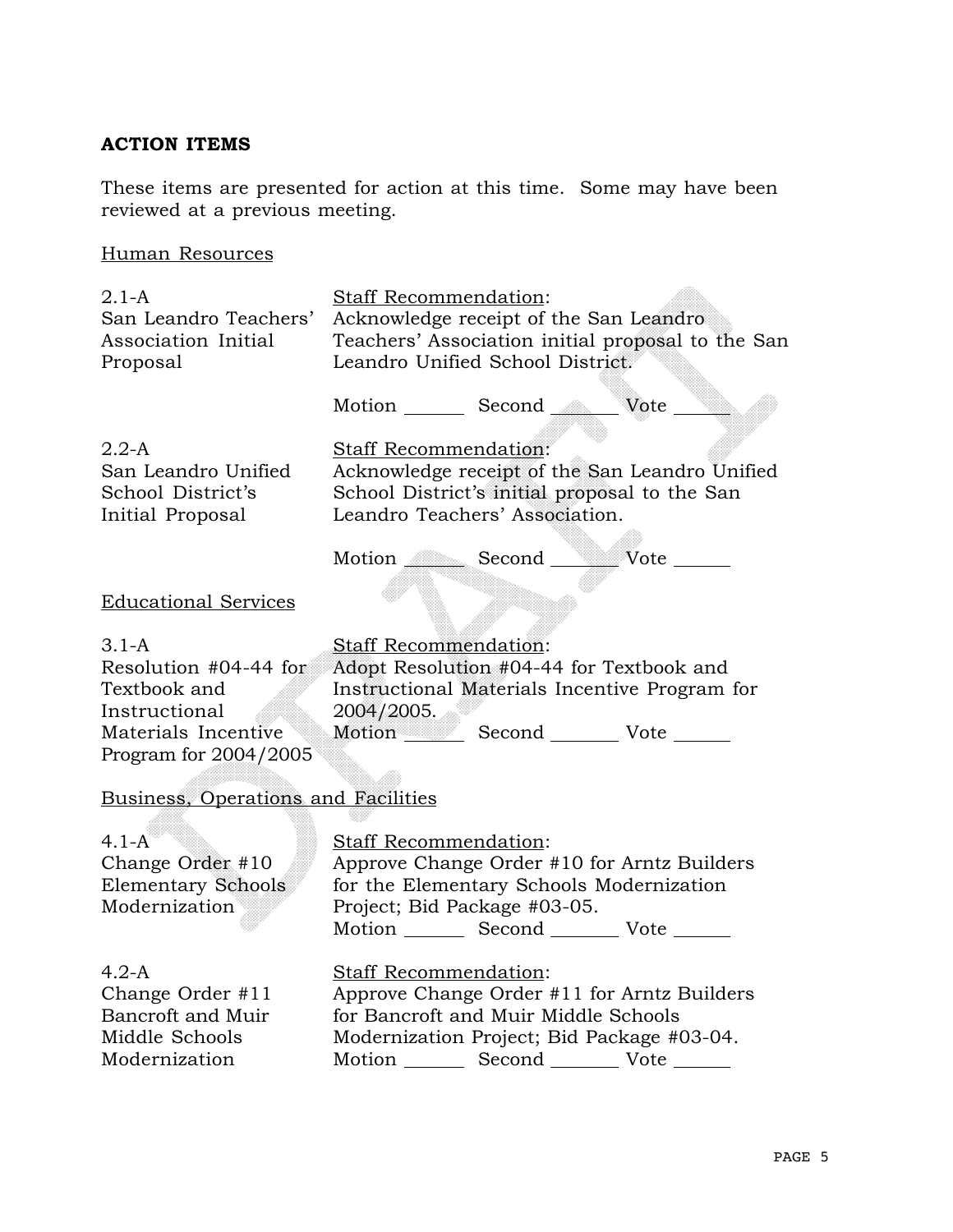**ACTION ITEMS**

These items are presented for action at this time. Some may have been reviewed at a previous meeting.

Human Resources

2.1-A
San Leandro Teachers' Association Initial Proposal

Staff Recommendation:
Acknowledge receipt of the San Leandro Teachers' Association initial proposal to the San Leandro Unified School District.

Motion ______ Second ______ Vote ______

2.2-A
San Leandro Unified School District's Initial Proposal

Staff Recommendation:
Acknowledge receipt of the San Leandro Unified School District's initial proposal to the San Leandro Teachers' Association.

Motion ______ Second ______ Vote ______

Educational Services

3.1-A
Resolution #04-44 for Textbook and Instructional Materials Incentive Program for 2004/2005

Staff Recommendation:
Adopt Resolution #04-44 for Textbook and Instructional Materials Incentive Program for 2004/2005.

Motion ______ Second ______ Vote ______

Business, Operations and Facilities

4.1-A
Change Order #10 Elementary Schools Modernization

Staff Recommendation:
Approve Change Order #10 for Arntz Builders for the Elementary Schools Modernization Project; Bid Package #03-05.

Motion ______ Second ______ Vote ______

4.2-A
Change Order #11 Bancroft and Muir Middle Schools Modernization

Staff Recommendation:
Approve Change Order #11 for Arntz Builders for Bancroft and Muir Middle Schools Modernization Project; Bid Package #03-04.

Motion ______ Second ______ Vote ______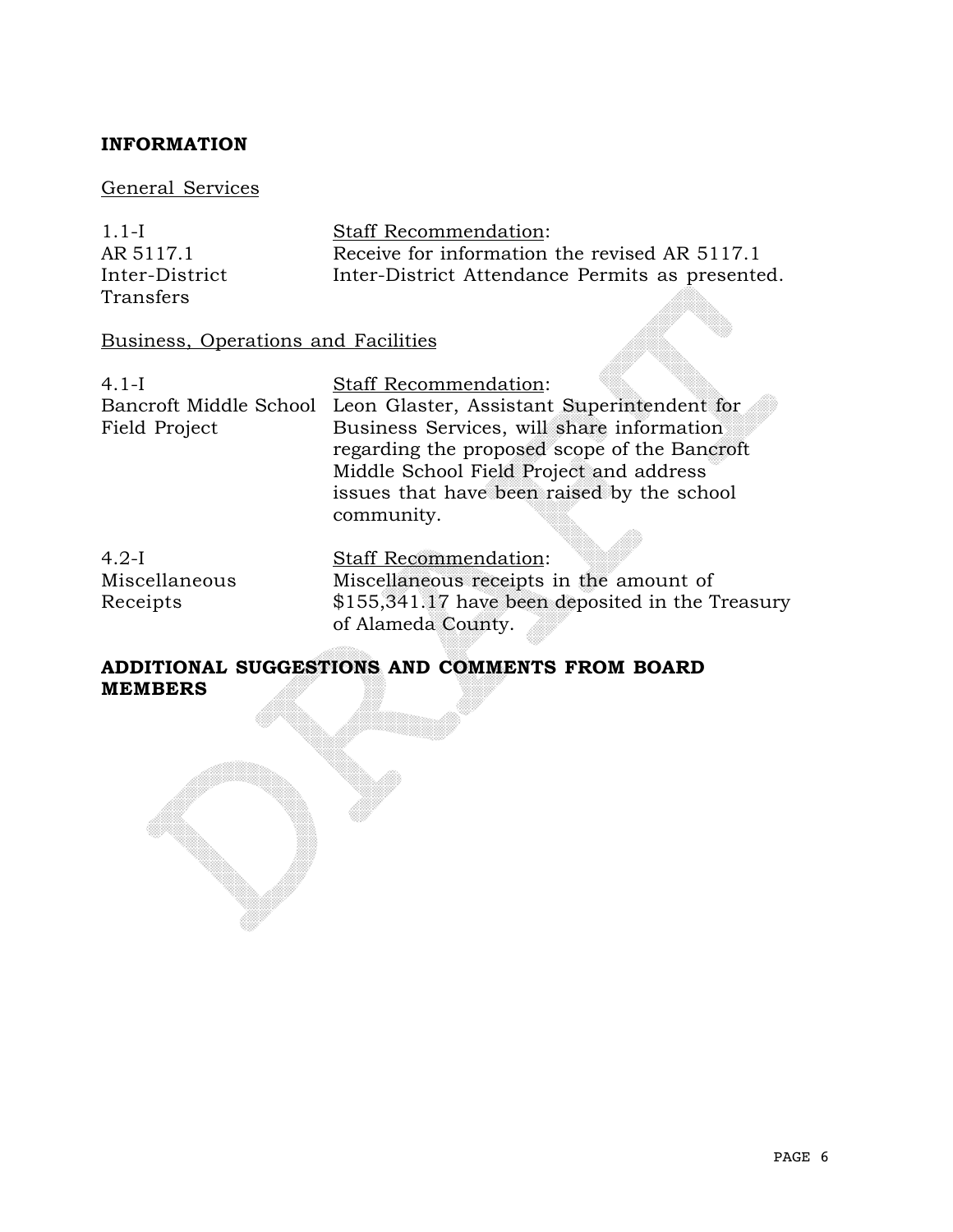**INFORMATION**

General Services

| | |
|---|---|
| 1.1-I<br>AR 5117.1<br>Inter-District Transfers | Staff Recommendation:<br>Receive for information the revised AR 5117.1 Inter-District Attendance Permits as presented. |

Business, Operations and Facilities

| | |
|---|---|
| 4.1-I<br>Bancroft Middle School Field Project | Staff Recommendation:<br>Leon Glaster, Assistant Superintendent for Business Services, will share information regarding the proposed scope of the Bancroft Middle School Field Project and address issues that have been raised by the school community. |
| 4.2-I<br>Miscellaneous Receipts | Staff Recommendation:<br>Miscellaneous receipts in the amount of $155,341.17 have been deposited in the Treasury of Alameda County. |

**ADDITIONAL SUGGESTIONS AND COMMENTS FROM BOARD MEMBERS**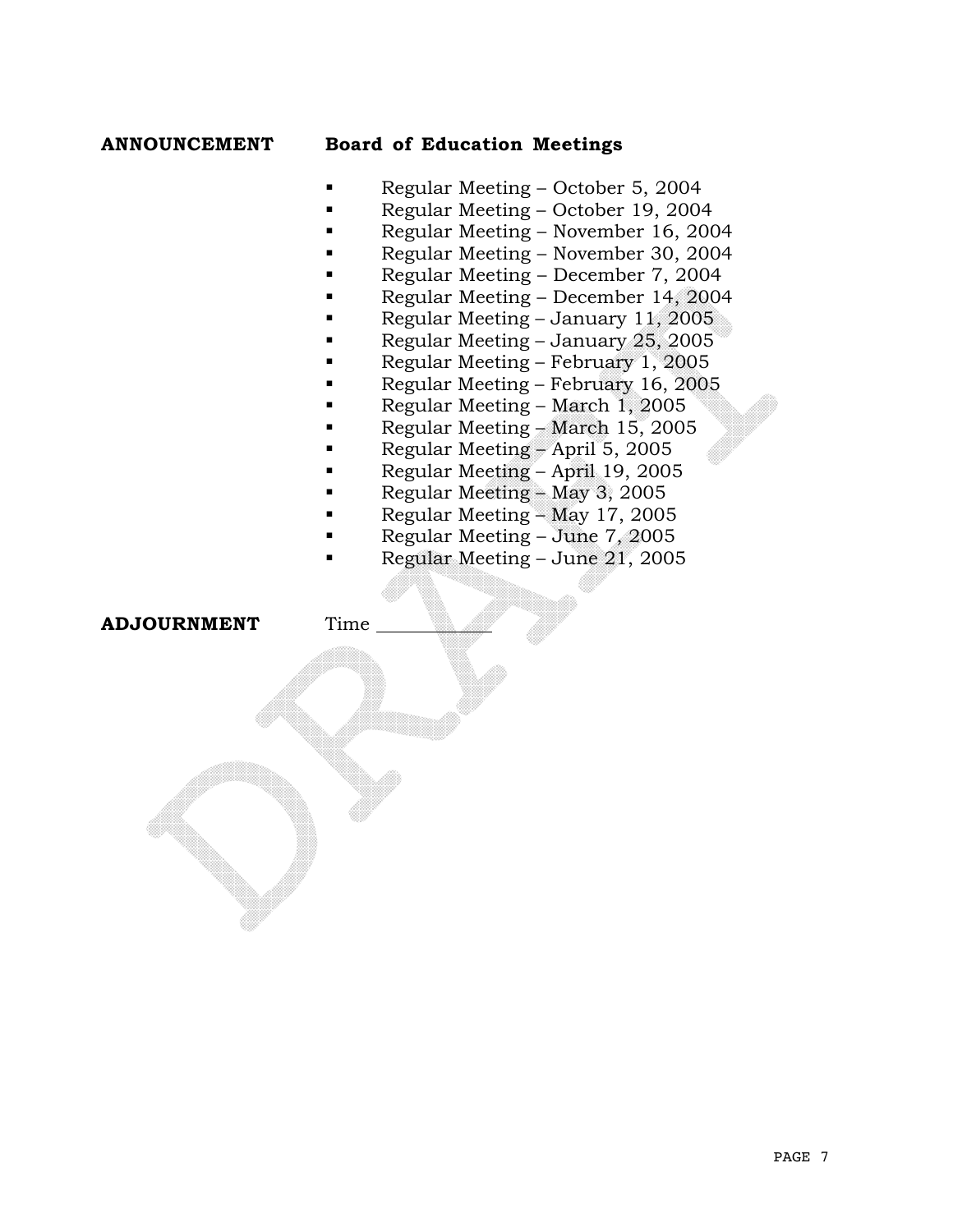**ANNOUNCEMENT** **Board of Education Meetings**

- Regular Meeting – October 5, 2004
- Regular Meeting – October 19, 2004
- Regular Meeting – November 16, 2004
- Regular Meeting – November 30, 2004
- Regular Meeting – December 7, 2004
- Regular Meeting – December 14, 2004
- Regular Meeting – January 11, 2005
- Regular Meeting – January 25, 2005
- Regular Meeting – February 1, 2005
- Regular Meeting – February 16, 2005
- Regular Meeting – March 1, 2005
- Regular Meeting – March 15, 2005
- Regular Meeting – April 5, 2005
- Regular Meeting – April 19, 2005
- Regular Meeting – May 3, 2005
- Regular Meeting – May 17, 2005
- Regular Meeting – June 7, 2005
- Regular Meeting – June 21, 2005

**ADJOURNMENT** Time ____________